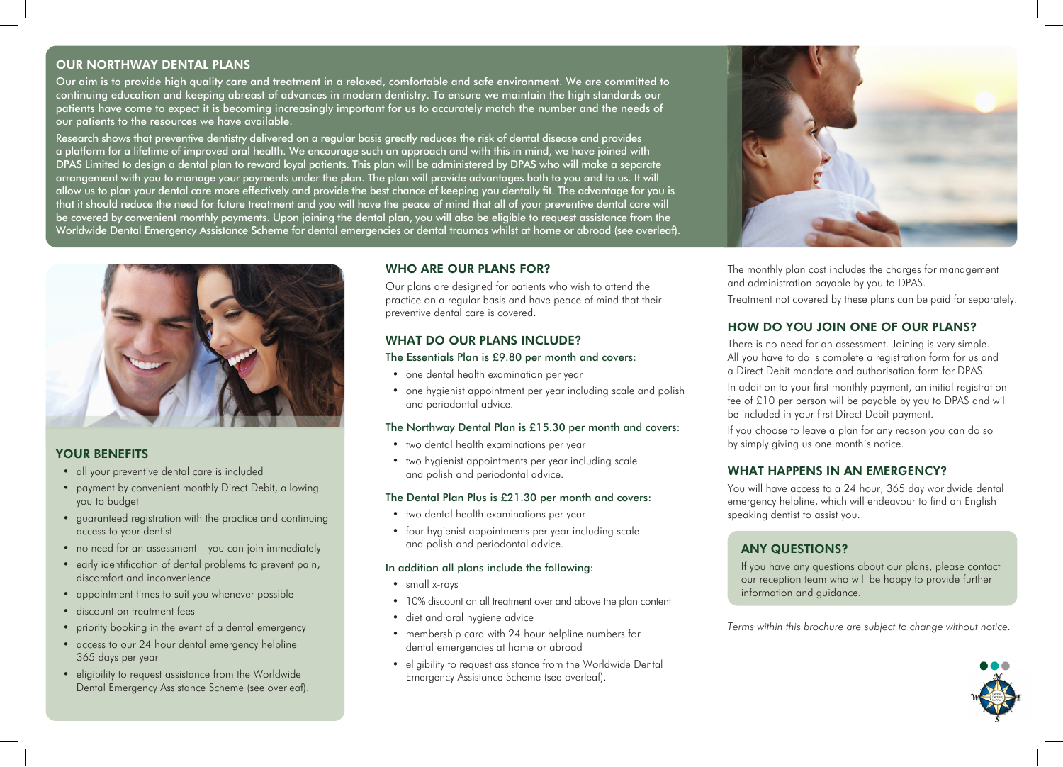## OUR NORTHWAY DENTAL PLANS

Our aim is to provide high quality care and treatment in a relaxed, comfortable and safe environment. We are committed to continuing education and keeping abreast of advances in modern dentistry. To ensure we maintain the high standards our patients have come to expect it is becoming increasingly important for us to accurately match the number and the needs of our patients to the resources we have available.

Research shows that preventive dentistry delivered on a regular basis greatly reduces the risk of dental disease and provides a platform for a lifetime of improved oral health. We encourage such an approach and with this in mind, we have joined with DPAS Limited to design a dental plan to reward loyal patients. This plan will be administered by DPAS who will make a separate arrangement with you to manage your payments under the plan. The plan will provide advantages both to you and to us. It will allow us to plan your dental care more effectively and provide the best chance of keeping you dentally fit. The advantage for you is that it should reduce the need for future treatment and you will have the peace of mind that all of your preventive dental care will be covered by convenient monthly payments. Upon joining the dental plan, you will also be eligible to request assistance from the Worldwide Dental Emergency Assistance Scheme for dental emergencies or dental traumas whilst at home or abroad (see overleaf).

## YOUR BENEFITS

- all your preventive dental care is included
- payment by convenient monthly Direct Debit, allowing you to budget
- guaranteed registration with the practice and continuing access to your dentist
- no need for an assessment – you can join immediately
- early identification of dental problems to prevent pain, discomfort and inconvenience
- appointment times to suit you whenever possible
- discount on treatment fees
- priority booking in the event of a dental emergency
- access to our 24 hour dental emergency helpline 365 days per year
- eligibility to request assistance from the Worldwide Dental Emergency Assistance Scheme (see overleaf).

## WHO ARE OUR PLANS FOR?

Our plans are designed for patients who wish to attend the practice on a regular basis and have peace of mind that their preventive dental care is covered.

## WHAT DO OUR PLANS INCLUDE?

### The Essentials Plan is £9.80 per month and covers:

- one dental health examination per year
- one hygienist appointment per year including scale and polish and periodontal advice.

### The Northway Dental Plan is £15.30 per month and covers:

- two dental health examinations per year
- two hygienist appointments per year including scale and polish and periodontal advice.

### The Dental Plan Plus is £21.30 per month and covers:

- two dental health examinations per year
- four hygienist appointments per year including scale and polish and periodontal advice.

### In addition all plans include the following:

- small x-rays
- 10% discount on all treatment over and above the plan content
- diet and oral hygiene advice
- membership card with 24 hour helpline numbers for dental emergencies at home or abroad
- eligibility to request assistance from the Worldwide Dental Emergency Assistance Scheme (see overleaf).

The monthly plan cost includes the charges for management and administration payable by you to DPAS.

Treatment not covered by these plans can be paid for separately.

## HOW DO YOU JOIN ONE OF OUR PLANS?

There is no need for an assessment. Joining is very simple. All you have to do is complete a registration form for us and a Direct Debit mandate and authorisation form for DPAS.

In addition to your first monthly payment, an initial registration fee of £10 per person will be payable by you to DPAS and will be included in your first Direct Debit payment.

If you choose to leave a plan for any reason you can do so by simply giving us one month's notice.

## WHAT HAPPENS IN AN EMERGENCY?

You will have access to a 24 hour, 365 day worldwide dental emergency helpline, which will endeavour to find an English speaking dentist to assist you.

## ANY QUESTIONS?

If you have any questions about our plans, please contact our reception team who will be happy to provide further information and guidance.

*Terms within this brochure are subject to change without notice.*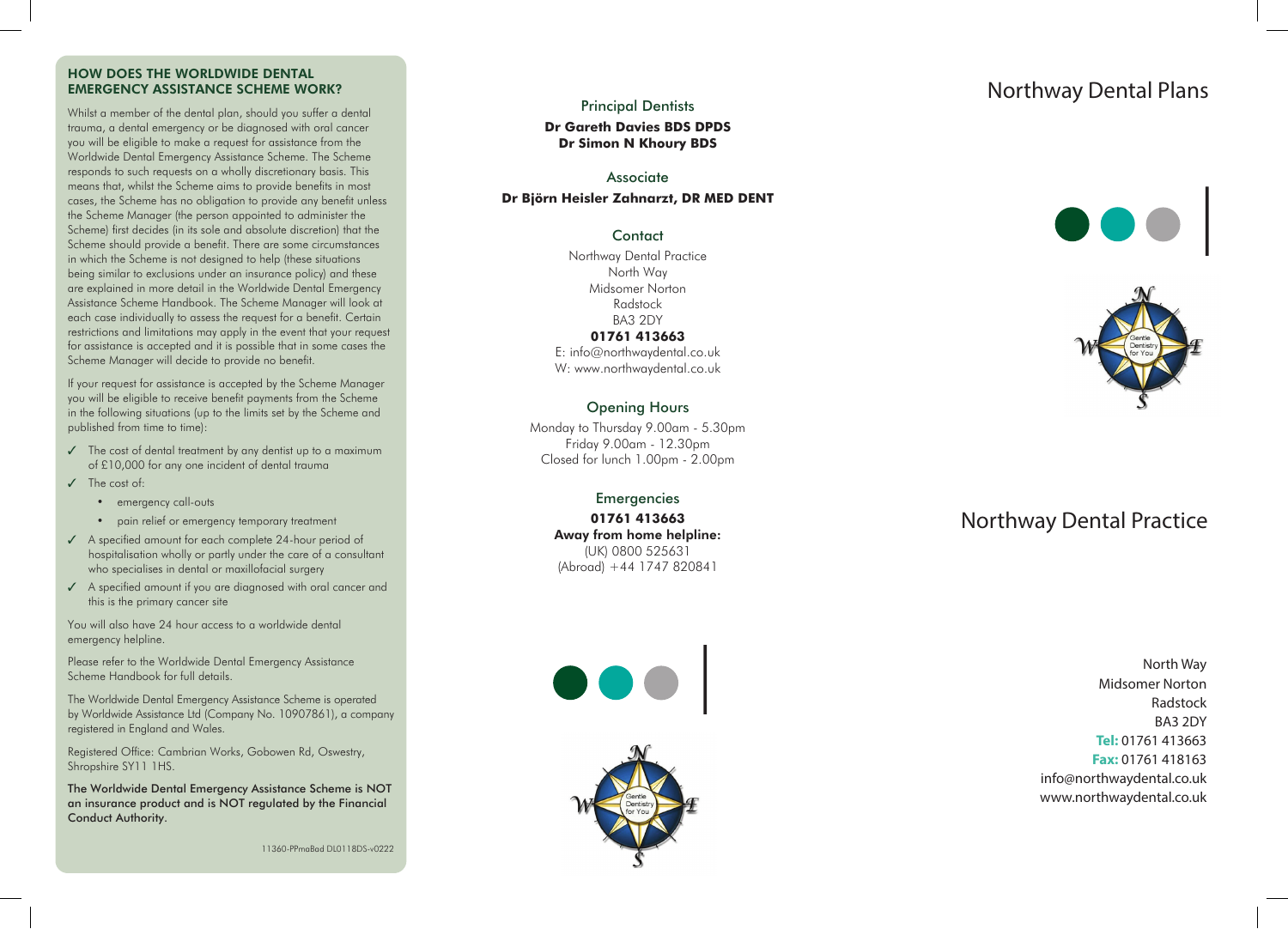## HOW DOES THE WORLDWIDE DENTAL EMERGENCY ASSISTANCE SCHEME WORK?

Whilst a member of the dental plan, should you suffer a dental trauma, a dental emergency or be diagnosed with oral cancer you will be eligible to make a request for assistance from the Worldwide Dental Emergency Assistance Scheme. The Scheme responds to such requests on a wholly discretionary basis. This means that, whilst the Scheme aims to provide benefits in most cases, the Scheme has no obligation to provide any benefit unless the Scheme Manager (the person appointed to administer the Scheme) first decides (in its sole and absolute discretion) that the Scheme should provide a benefit. There are some circumstances in which the Scheme is not designed to help (these situations being similar to exclusions under an insurance policy) and these are explained in more detail in the Worldwide Dental Emergency Assistance Scheme Handbook. The Scheme Manager will look at each case individually to assess the request for a benefit. Certain restrictions and limitations may apply in the event that your request for assistance is accepted and it is possible that in some cases the Scheme Manager will decide to provide no benefit.

If your request for assistance is accepted by the Scheme Manager you will be eligible to receive benefit payments from the Scheme in the following situations (up to the limits set by the Scheme and published from time to time):

- ✓ The cost of dental treatment by any dentist up to a maximum of £10,000 for any one incident of dental trauma
- ✓ The cost of:
  - emergency call-outs
  - pain relief or emergency temporary treatment
- ✓ A specified amount for each complete 24-hour period of hospitalisation wholly or partly under the care of a consultant who specialises in dental or maxillofacial surgery
- ✓ A specified amount if you are diagnosed with oral cancer and this is the primary cancer site

You will also have 24 hour access to a worldwide dental emergency helpline.

Please refer to the Worldwide Dental Emergency Assistance Scheme Handbook for full details.

The Worldwide Dental Emergency Assistance Scheme is operated by Worldwide Assistance Ltd (Company No. 10907861), a company registered in England and Wales.

Registered Office: Cambrian Works, Gobowen Rd, Oswestry, Shropshire SY11 1HS.

The Worldwide Dental Emergency Assistance Scheme is NOT an insurance product and is NOT regulated by the Financial Conduct Authority.

11360-PPmaBad DL0118DS-v0222

### Principal Dentists

**Dr Gareth Davies BDS DPDS**
**Dr Simon N Khoury BDS**

### Associate

**Dr Björn Heisler Zahnarzt, DR MED DENT**

### Contact

Northway Dental Practice
North Way
Midsomer Norton
Radstock
BA3 2DY
**01761 413663**
E: info@northwaydental.co.uk
W: www.northwaydental.co.uk

### Opening Hours

Monday to Thursday 9.00am - 5.30pm
Friday 9.00am - 12.30pm
Closed for lunch 1.00pm - 2.00pm

### Emergencies

**01761 413663**
**Away from home helpline:**
(UK) 0800 525631
(Abroad) +44 1747 820841

# Northway Dental Plans

Gentle Dentistry for You

# Northway Dental Practice

North Way
Midsomer Norton
Radstock
BA3 2DY
**Tel:** 01761 413663
**Fax:** 01761 418163
info@northwaydental.co.uk
www.northwaydental.co.uk